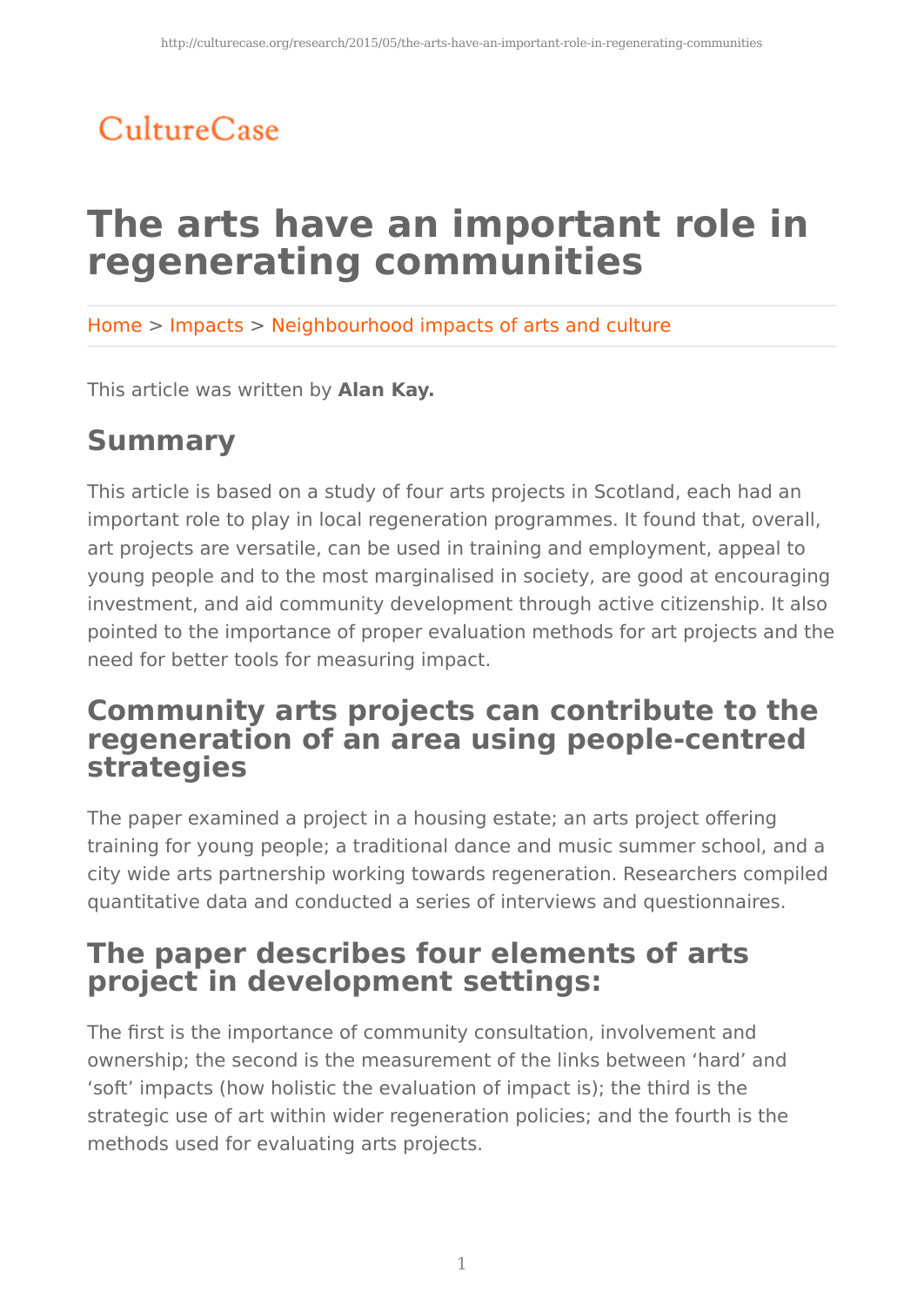CultureCase

# The arts have an important role in regenerating communities

Home > Impacts > Neighbourhood impacts of arts and culture

This article was written by **Alan Kay.**

## Summary

This article is based on a study of four arts projects in Scotland, each had an important role to play in local regeneration programmes. It found that, overall, art projects are versatile, can be used in training and employment, appeal to young people and to the most marginalised in society, are good at encouraging investment, and aid community development through active citizenship. It also pointed to the importance of proper evaluation methods for art projects and the need for better tools for measuring impact.

## Community arts projects can contribute to the regeneration of an area using people-centred strategies

The paper examined a project in a housing estate; an arts project offering training for young people; a traditional dance and music summer school, and a city wide arts partnership working towards regeneration. Researchers compiled quantitative data and conducted a series of interviews and questionnaires.

## The paper describes four elements of arts project in development settings:

The first is the importance of community consultation, involvement and ownership; the second is the measurement of the links between 'hard' and 'soft' impacts (how holistic the evaluation of impact is); the third is the strategic use of art within wider regeneration policies; and the fourth is the methods used for evaluating arts projects.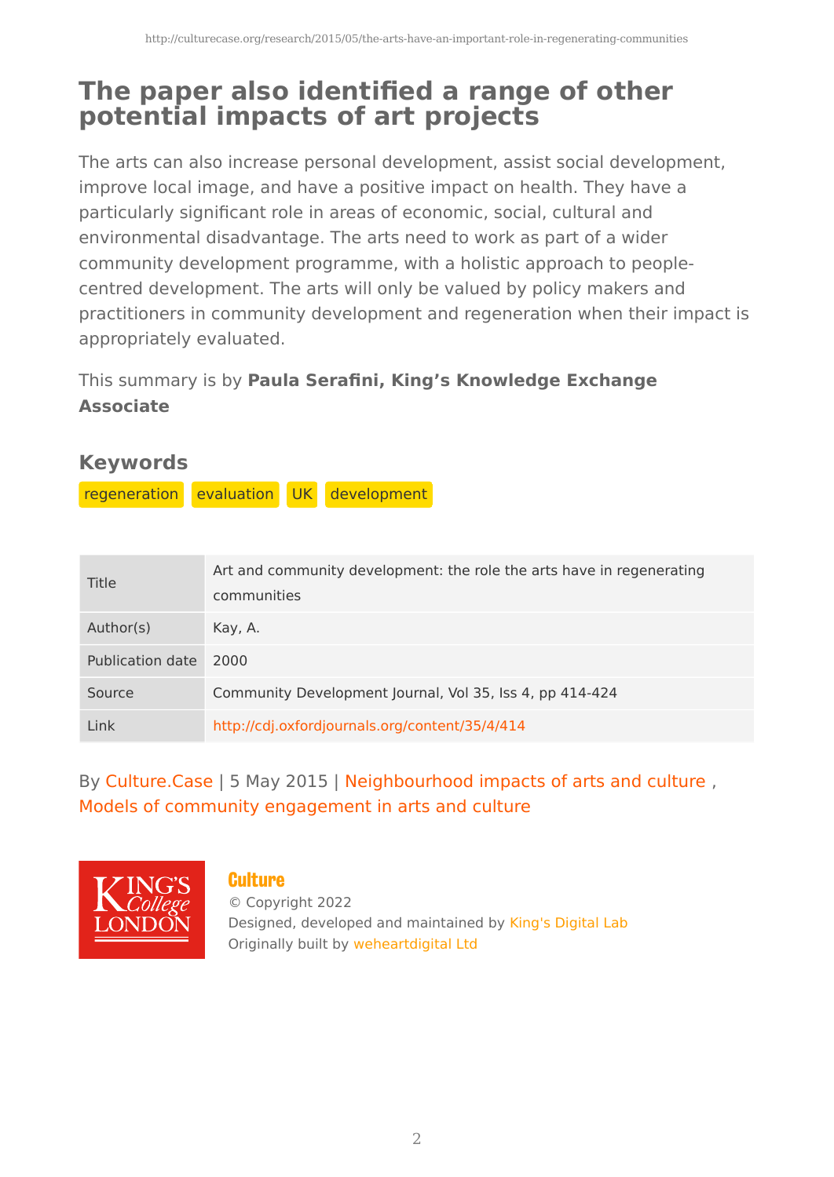## The paper also identified a range of other potential impacts of art projects

The arts can also increase personal development, assist social development, improve local image, and have a positive impact on health. They have a particularly significant role in areas of economic, social, cultural and environmental disadvantage. The arts need to work as part of a wider community development programme, with a holistic approach to people-centred development. The arts will only be valued by policy makers and practitioners in community development and regeneration when their impact is appropriately evaluated.

This summary is by **Paula Serafini, King's Knowledge Exchange Associate**

### Keywords

regeneration  evaluation  UK  development

| | |
|---|---|
| Title | Art and community development: the role the arts have in regenerating communities |
| Author(s) | Kay, A. |
| Publication date | 2000 |
| Source | Community Development Journal, Vol 35, Iss 4, pp 414-424 |
| Link | http://cdj.oxfordjournals.org/content/35/4/414 |

By Culture.Case | 5 May 2015 | Neighbourhood impacts of arts and culture , Models of community engagement in arts and culture

KING'S College LONDON

Culture

© Copyright 2022

Designed, developed and maintained by King's Digital Lab

Originally built by weheartdigital Ltd